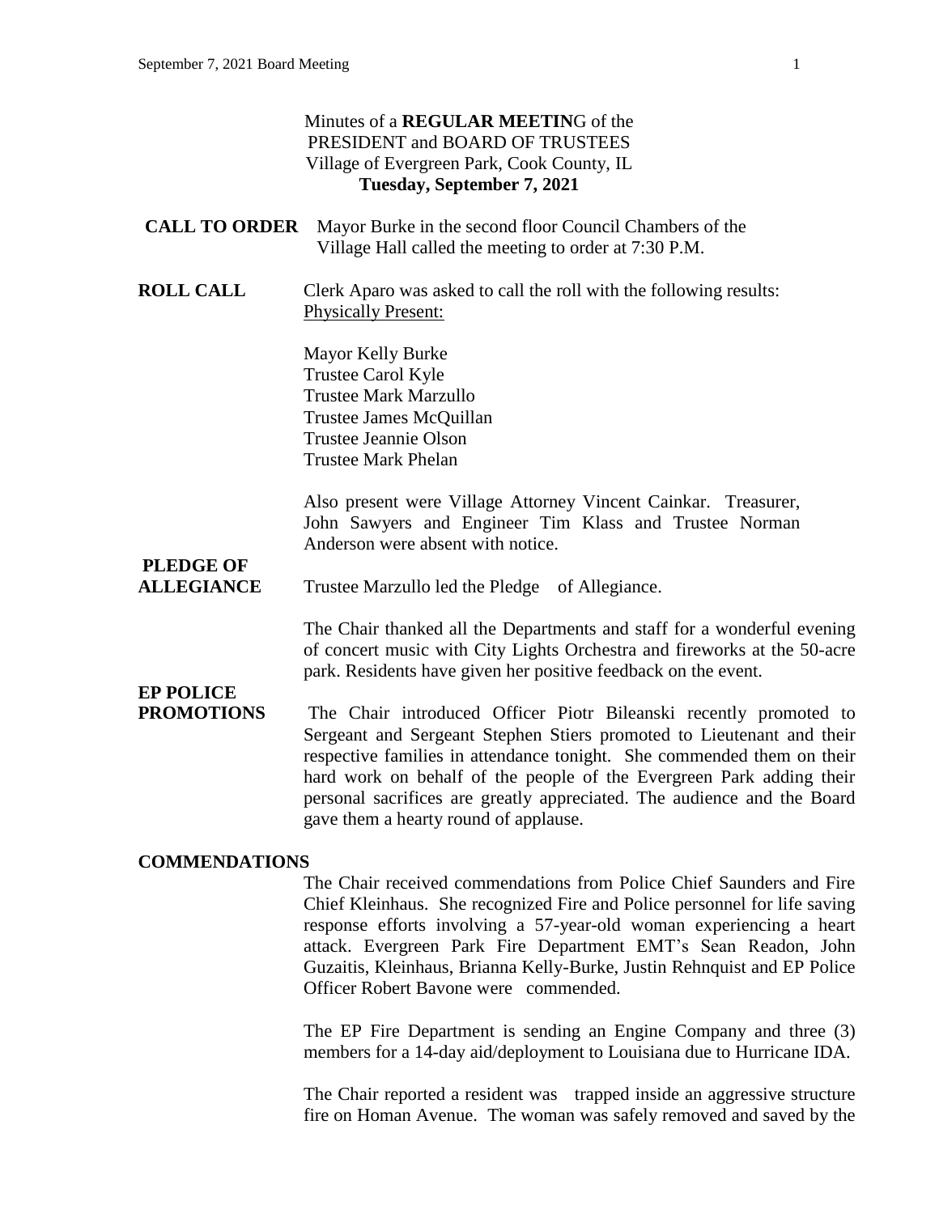Minutes of a **REGULAR MEETIN**G of the
PRESIDENT and BOARD OF TRUSTEES
Village of Evergreen Park, Cook County, IL
**Tuesday, September 7, 2021**

**CALL TO ORDER** Mayor Burke in the second floor Council Chambers of the Village Hall called the meeting to order at 7:30 P.M.

**ROLL CALL** Clerk Aparo was asked to call the roll with the following results:
Physically Present:

Mayor Kelly Burke
Trustee Carol Kyle
Trustee Mark Marzullo
Trustee James McQuillan
Trustee Jeannie Olson
Trustee Mark Phelan

Also present were Village Attorney Vincent Cainkar. Treasurer, John Sawyers and Engineer Tim Klass and Trustee Norman Anderson were absent with notice.

**PLEDGE OF ALLEGIANCE** Trustee Marzullo led the Pledge of Allegiance.

The Chair thanked all the Departments and staff for a wonderful evening of concert music with City Lights Orchestra and fireworks at the 50-acre park. Residents have given her positive feedback on the event.

**EP POLICE PROMOTIONS** The Chair introduced Officer Piotr Bileanski recently promoted to Sergeant and Sergeant Stephen Stiers promoted to Lieutenant and their respective families in attendance tonight. She commended them on their hard work on behalf of the people of the Evergreen Park adding their personal sacrifices are greatly appreciated. The audience and the Board gave them a hearty round of applause.

**COMMENDATIONS**

The Chair received commendations from Police Chief Saunders and Fire Chief Kleinhaus. She recognized Fire and Police personnel for life saving response efforts involving a 57-year-old woman experiencing a heart attack. Evergreen Park Fire Department EMT's Sean Readon, John Guzaitis, Kleinhaus, Brianna Kelly-Burke, Justin Rehnquist and EP Police Officer Robert Bavone were commended.

The EP Fire Department is sending an Engine Company and three (3) members for a 14-day aid/deployment to Louisiana due to Hurricane IDA.

The Chair reported a resident was trapped inside an aggressive structure fire on Homan Avenue. The woman was safely removed and saved by the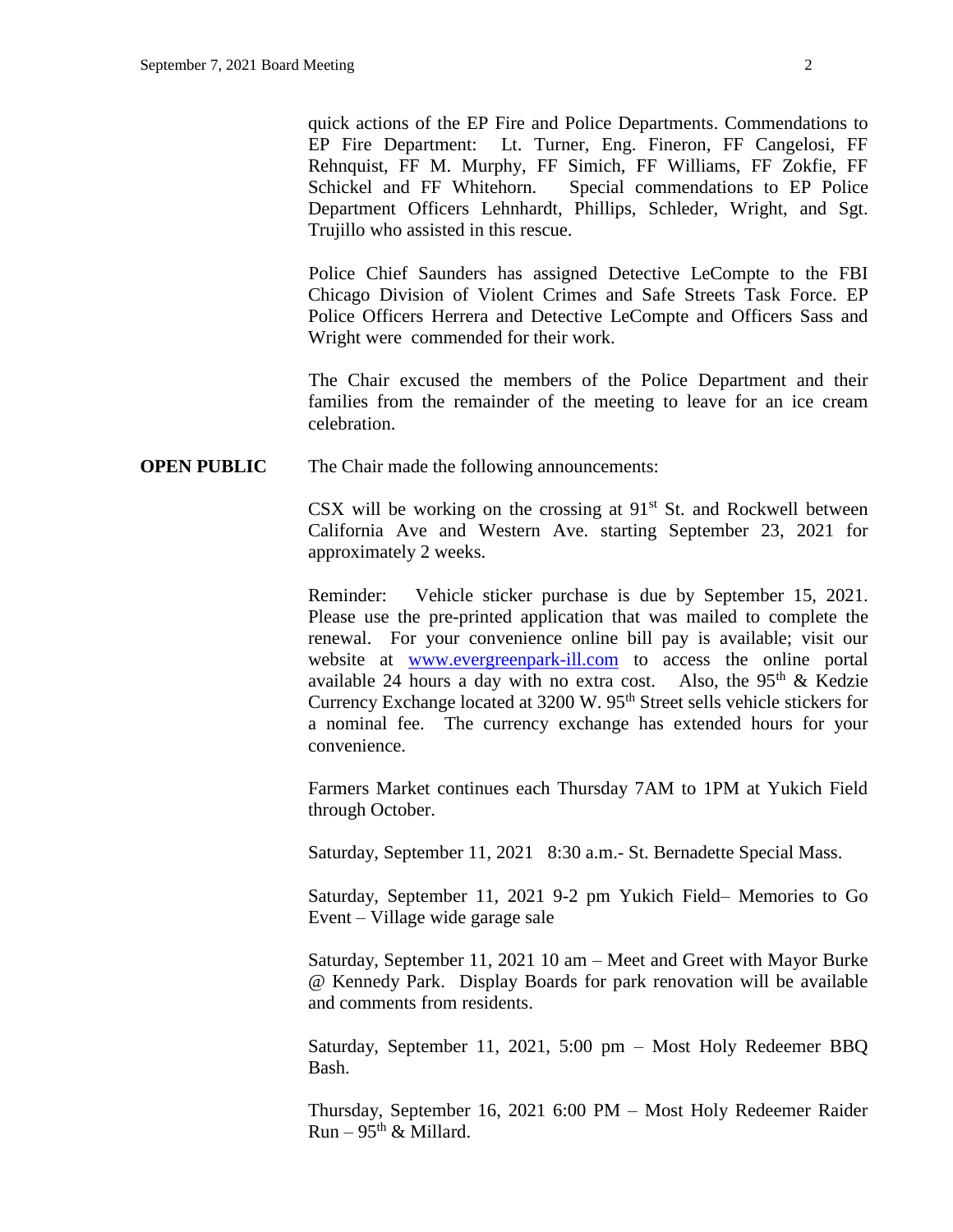quick actions of the EP Fire and Police Departments. Commendations to EP Fire Department: Lt. Turner, Eng. Fineron, FF Cangelosi, FF Rehnquist, FF M. Murphy, FF Simich, FF Williams, FF Zokfie, FF Schickel and FF Whitehorn. Special commendations to EP Police Department Officers Lehnhardt, Phillips, Schleder, Wright, and Sgt. Trujillo who assisted in this rescue.

Police Chief Saunders has assigned Detective LeCompte to the FBI Chicago Division of Violent Crimes and Safe Streets Task Force. EP Police Officers Herrera and Detective LeCompte and Officers Sass and Wright were commended for their work.

The Chair excused the members of the Police Department and their families from the remainder of the meeting to leave for an ice cream celebration.

**OPEN PUBLIC** The Chair made the following announcements:

CSX will be working on the crossing at 91st St. and Rockwell between California Ave and Western Ave. starting September 23, 2021 for approximately 2 weeks.

Reminder: Vehicle sticker purchase is due by September 15, 2021. Please use the pre-printed application that was mailed to complete the renewal. For your convenience online bill pay is available; visit our website at [www.evergreenpark-ill.com](http://www.evergreenpark-ill.com) to access the online portal available 24 hours a day with no extra cost. Also, the 95th & Kedzie Currency Exchange located at 3200 W. 95th Street sells vehicle stickers for a nominal fee. The currency exchange has extended hours for your convenience.

Farmers Market continues each Thursday 7AM to 1PM at Yukich Field through October.

Saturday, September 11, 2021 8:30 a.m.- St. Bernadette Special Mass.

Saturday, September 11, 2021 9-2 pm Yukich Field– Memories to Go Event – Village wide garage sale

Saturday, September 11, 2021 10 am – Meet and Greet with Mayor Burke @ Kennedy Park. Display Boards for park renovation will be available and comments from residents.

Saturday, September 11, 2021, 5:00 pm – Most Holy Redeemer BBQ Bash.

Thursday, September 16, 2021 6:00 PM – Most Holy Redeemer Raider Run – 95th & Millard.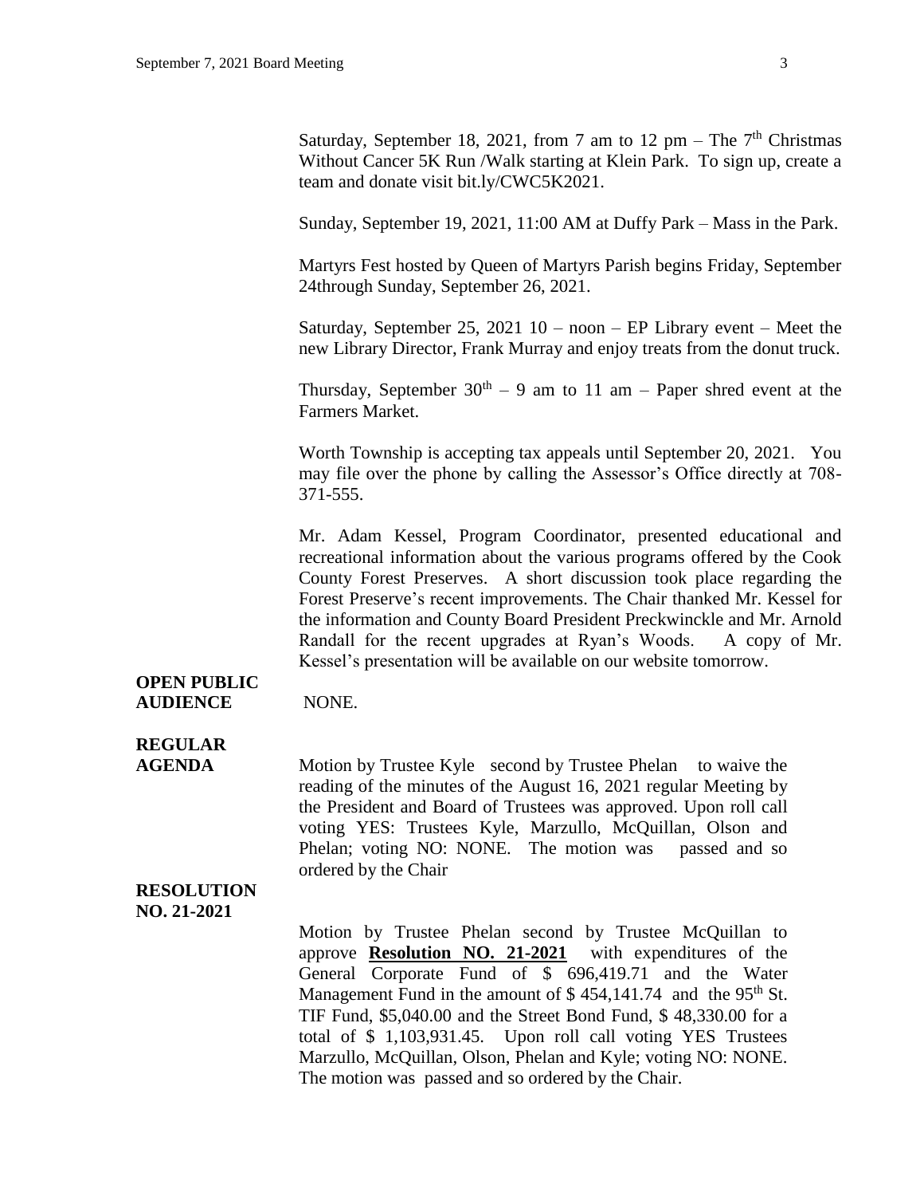Saturday, September 18, 2021, from 7 am to 12 pm – The 7th Christmas Without Cancer 5K Run /Walk starting at Klein Park. To sign up, create a team and donate visit bit.ly/CWC5K2021.

Sunday, September 19, 2021, 11:00 AM at Duffy Park – Mass in the Park.

Martyrs Fest hosted by Queen of Martyrs Parish begins Friday, September 24through Sunday, September 26, 2021.

Saturday, September 25, 2021 10 – noon – EP Library event – Meet the new Library Director, Frank Murray and enjoy treats from the donut truck.

Thursday, September 30th – 9 am to 11 am – Paper shred event at the Farmers Market.

Worth Township is accepting tax appeals until September 20, 2021. You may file over the phone by calling the Assessor's Office directly at 708-371-555.

Mr. Adam Kessel, Program Coordinator, presented educational and recreational information about the various programs offered by the Cook County Forest Preserves. A short discussion took place regarding the Forest Preserve's recent improvements. The Chair thanked Mr. Kessel for the information and County Board President Preckwinckle and Mr. Arnold Randall for the recent upgrades at Ryan's Woods. A copy of Mr. Kessel's presentation will be available on our website tomorrow.

**OPEN PUBLIC AUDIENCE** NONE.

**REGULAR AGENDA** Motion by Trustee Kyle second by Trustee Phelan to waive the reading of the minutes of the August 16, 2021 regular Meeting by the President and Board of Trustees was approved. Upon roll call voting YES: Trustees Kyle, Marzullo, McQuillan, Olson and Phelan; voting NO: NONE. The motion was passed and so ordered by the Chair

**RESOLUTION NO. 21-2021**

Motion by Trustee Phelan second by Trustee McQuillan to approve **Resolution NO. 21-2021** with expenditures of the General Corporate Fund of $ 696,419.71 and the Water Management Fund in the amount of $ 454,141.74 and the 95th St. TIF Fund, $5,040.00 and the Street Bond Fund, $ 48,330.00 for a total of $ 1,103,931.45. Upon roll call voting YES Trustees Marzullo, McQuillan, Olson, Phelan and Kyle; voting NO: NONE. The motion was passed and so ordered by the Chair.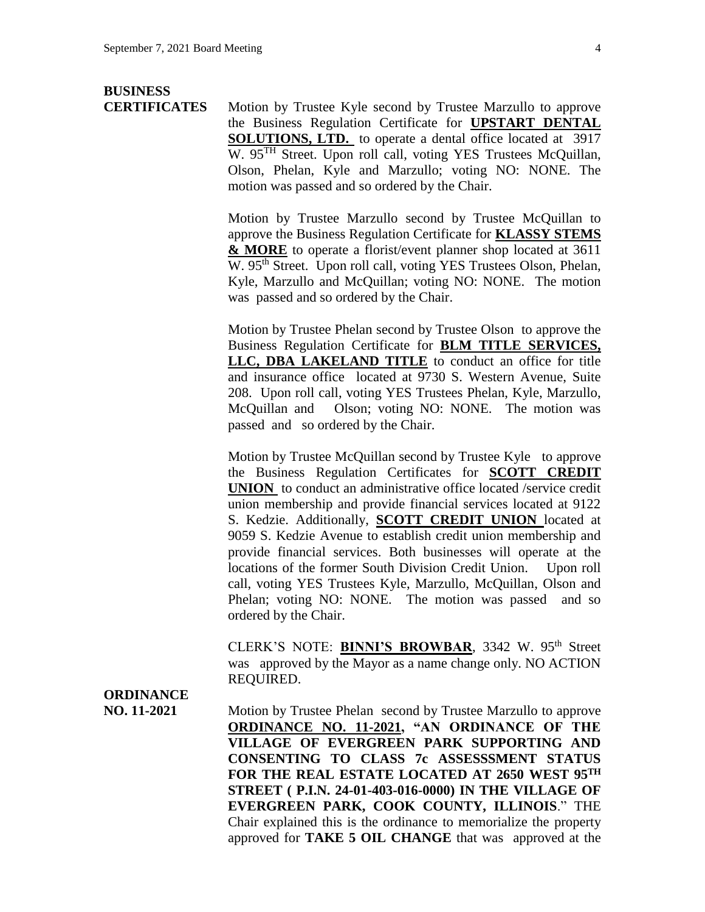**BUSINESS CERTIFICATES**

Motion by Trustee Kyle second by Trustee Marzullo to approve the Business Regulation Certificate for **UPSTART DENTAL SOLUTIONS, LTD.** to operate a dental office located at 3917 W. 95TH Street. Upon roll call, voting YES Trustees McQuillan, Olson, Phelan, Kyle and Marzullo; voting NO: NONE. The motion was passed and so ordered by the Chair.

Motion by Trustee Marzullo second by Trustee McQuillan to approve the Business Regulation Certificate for **KLASSY STEMS & MORE** to operate a florist/event planner shop located at 3611 W. 95th Street. Upon roll call, voting YES Trustees Olson, Phelan, Kyle, Marzullo and McQuillan; voting NO: NONE. The motion was passed and so ordered by the Chair.

Motion by Trustee Phelan second by Trustee Olson to approve the Business Regulation Certificate for **BLM TITLE SERVICES, LLC, DBA LAKELAND TITLE** to conduct an office for title and insurance office located at 9730 S. Western Avenue, Suite 208. Upon roll call, voting YES Trustees Phelan, Kyle, Marzullo, McQuillan and Olson; voting NO: NONE. The motion was passed and so ordered by the Chair.

Motion by Trustee McQuillan second by Trustee Kyle to approve the Business Regulation Certificates for **SCOTT CREDIT UNION** to conduct an administrative office located /service credit union membership and provide financial services located at 9122 S. Kedzie. Additionally, **SCOTT CREDIT UNION** located at 9059 S. Kedzie Avenue to establish credit union membership and provide financial services. Both businesses will operate at the locations of the former South Division Credit Union. Upon roll call, voting YES Trustees Kyle, Marzullo, McQuillan, Olson and Phelan; voting NO: NONE. The motion was passed and so ordered by the Chair.

CLERK'S NOTE: **BINNI'S BROWBAR**, 3342 W. 95th Street was approved by the Mayor as a name change only. NO ACTION REQUIRED.

**ORDINANCE NO. 11-2021**

Motion by Trustee Phelan second by Trustee Marzullo to approve **ORDINANCE NO. 11-2021, "AN ORDINANCE OF THE VILLAGE OF EVERGREEN PARK SUPPORTING AND CONSENTING TO CLASS 7c ASSESSSMENT STATUS FOR THE REAL ESTATE LOCATED AT 2650 WEST 95TH STREET ( P.I.N. 24-01-403-016-0000) IN THE VILLAGE OF EVERGREEN PARK, COOK COUNTY, ILLINOIS**." THE Chair explained this is the ordinance to memorialize the property approved for **TAKE 5 OIL CHANGE** that was approved at the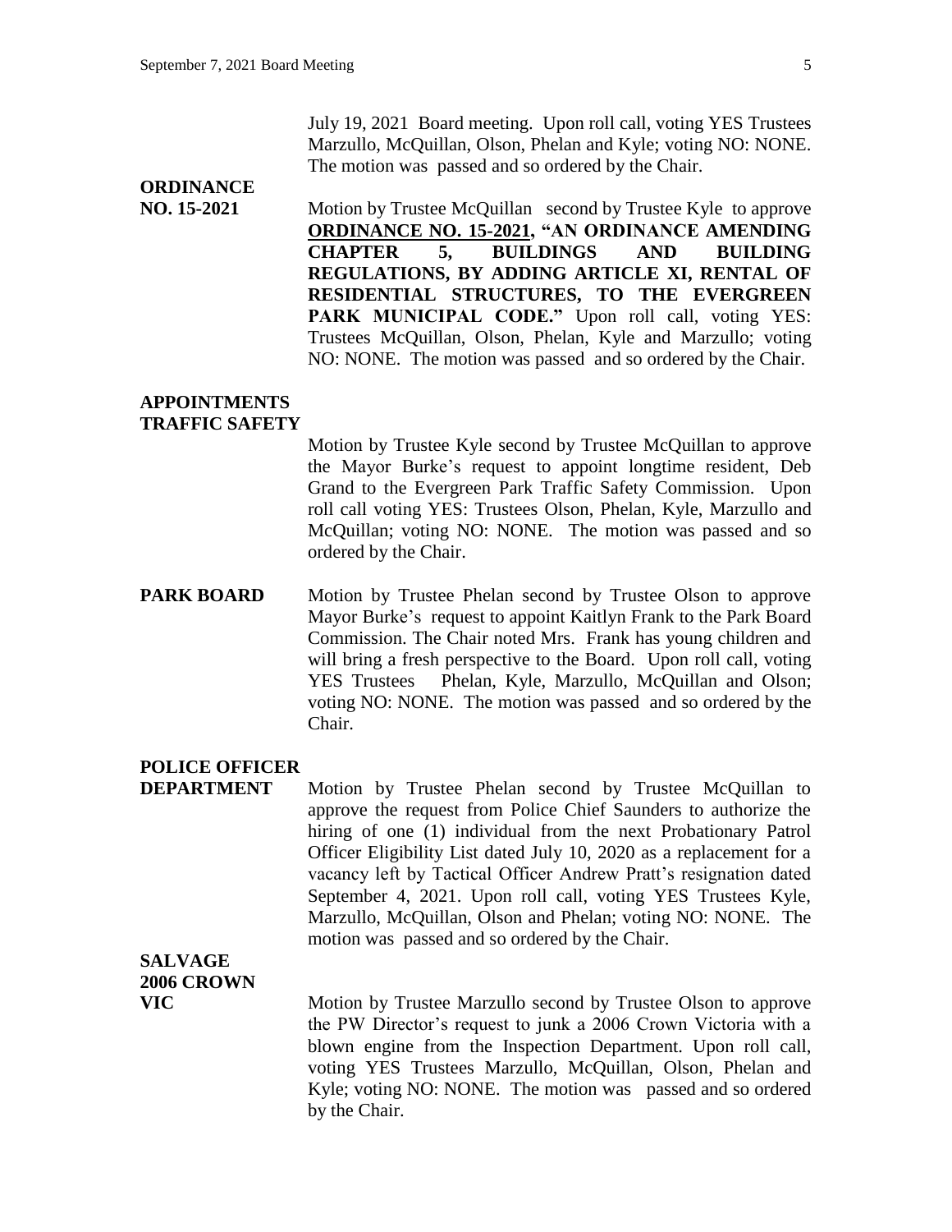July 19, 2021 Board meeting. Upon roll call, voting YES Trustees Marzullo, McQuillan, Olson, Phelan and Kyle; voting NO: NONE. The motion was passed and so ordered by the Chair.

**ORDINANCE NO. 15-2021**

Motion by Trustee McQuillan second by Trustee Kyle to approve **ORDINANCE NO. 15-2021, "AN ORDINANCE AMENDING CHAPTER 5, BUILDINGS AND BUILDING REGULATIONS, BY ADDING ARTICLE XI, RENTAL OF RESIDENTIAL STRUCTURES, TO THE EVERGREEN PARK MUNICIPAL CODE."** Upon roll call, voting YES: Trustees McQuillan, Olson, Phelan, Kyle and Marzullo; voting NO: NONE. The motion was passed and so ordered by the Chair.

**APPOINTMENTS TRAFFIC SAFETY**

Motion by Trustee Kyle second by Trustee McQuillan to approve the Mayor Burke's request to appoint longtime resident, Deb Grand to the Evergreen Park Traffic Safety Commission. Upon roll call voting YES: Trustees Olson, Phelan, Kyle, Marzullo and McQuillan; voting NO: NONE. The motion was passed and so ordered by the Chair.

**PARK BOARD**

Motion by Trustee Phelan second by Trustee Olson to approve Mayor Burke's request to appoint Kaitlyn Frank to the Park Board Commission. The Chair noted Mrs. Frank has young children and will bring a fresh perspective to the Board. Upon roll call, voting YES Trustees Phelan, Kyle, Marzullo, McQuillan and Olson; voting NO: NONE. The motion was passed and so ordered by the Chair.

**POLICE OFFICER DEPARTMENT**

Motion by Trustee Phelan second by Trustee McQuillan to approve the request from Police Chief Saunders to authorize the hiring of one (1) individual from the next Probationary Patrol Officer Eligibility List dated July 10, 2020 as a replacement for a vacancy left by Tactical Officer Andrew Pratt's resignation dated September 4, 2021. Upon roll call, voting YES Trustees Kyle, Marzullo, McQuillan, Olson and Phelan; voting NO: NONE. The motion was passed and so ordered by the Chair.

**SALVAGE 2006 CROWN VIC**

Motion by Trustee Marzullo second by Trustee Olson to approve the PW Director's request to junk a 2006 Crown Victoria with a blown engine from the Inspection Department. Upon roll call, voting YES Trustees Marzullo, McQuillan, Olson, Phelan and Kyle; voting NO: NONE. The motion was passed and so ordered by the Chair.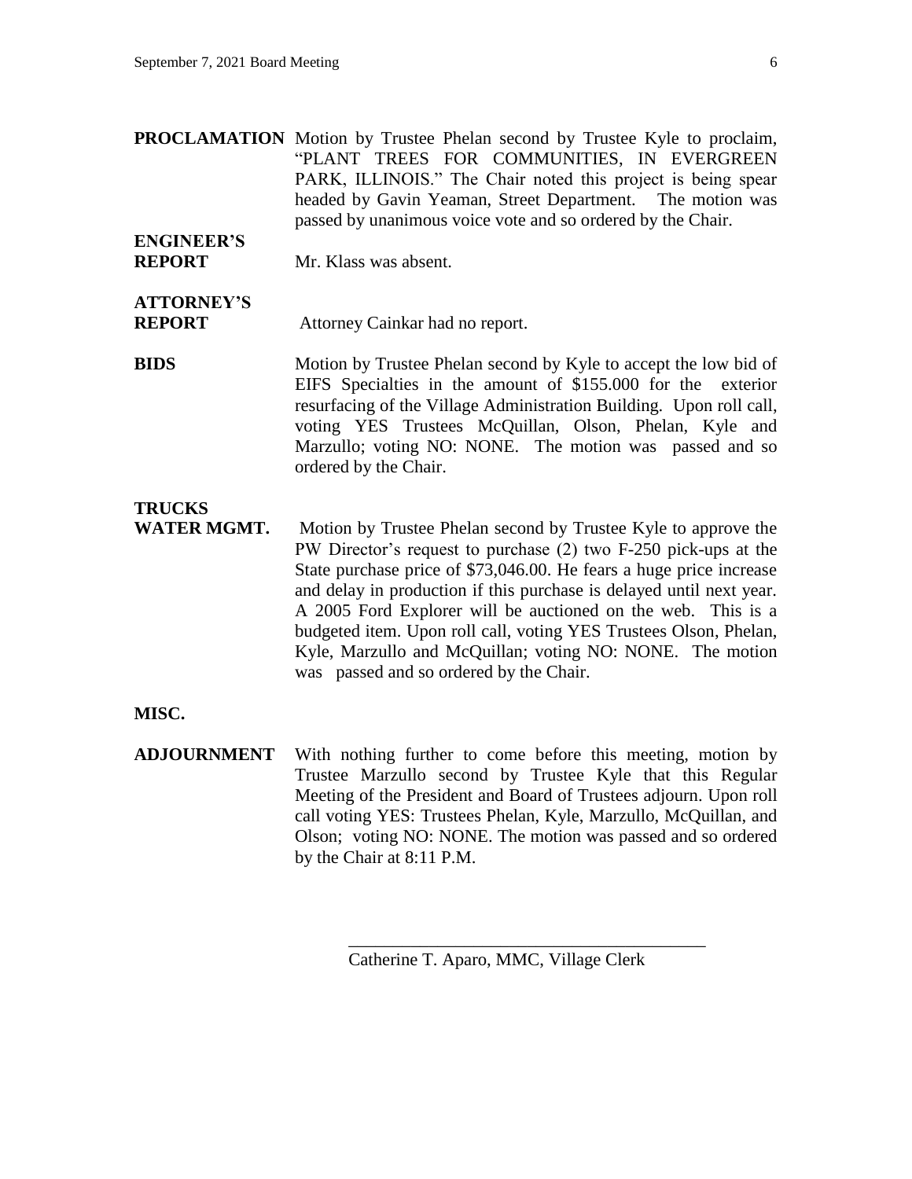**PROCLAMATION** Motion by Trustee Phelan second by Trustee Kyle to proclaim, "PLANT TREES FOR COMMUNITIES, IN EVERGREEN PARK, ILLINOIS." The Chair noted this project is being spear headed by Gavin Yeaman, Street Department. The motion was passed by unanimous voice vote and so ordered by the Chair.

**ENGINEER'S REPORT** Mr. Klass was absent.

**ATTORNEY'S REPORT** Attorney Cainkar had no report.

**BIDS** Motion by Trustee Phelan second by Kyle to accept the low bid of EIFS Specialties in the amount of $155.000 for the exterior resurfacing of the Village Administration Building. Upon roll call, voting YES Trustees McQuillan, Olson, Phelan, Kyle and Marzullo; voting NO: NONE. The motion was passed and so ordered by the Chair.

**TRUCKS WATER MGMT.** Motion by Trustee Phelan second by Trustee Kyle to approve the PW Director's request to purchase (2) two F-250 pick-ups at the State purchase price of $73,046.00. He fears a huge price increase and delay in production if this purchase is delayed until next year. A 2005 Ford Explorer will be auctioned on the web. This is a budgeted item. Upon roll call, voting YES Trustees Olson, Phelan, Kyle, Marzullo and McQuillan; voting NO: NONE. The motion was passed and so ordered by the Chair.

**MISC.**

**ADJOURNMENT** With nothing further to come before this meeting, motion by Trustee Marzullo second by Trustee Kyle that this Regular Meeting of the President and Board of Trustees adjourn. Upon roll call voting YES: Trustees Phelan, Kyle, Marzullo, McQuillan, and Olson; voting NO: NONE. The motion was passed and so ordered by the Chair at 8:11 P.M.

\_\_\_\_\_\_\_\_\_\_\_\_\_\_\_\_\_\_\_\_\_\_\_\_\_\_\_\_\_\_\_\_\_\_\_\_\_\_\_\_

Catherine T. Aparo, MMC, Village Clerk